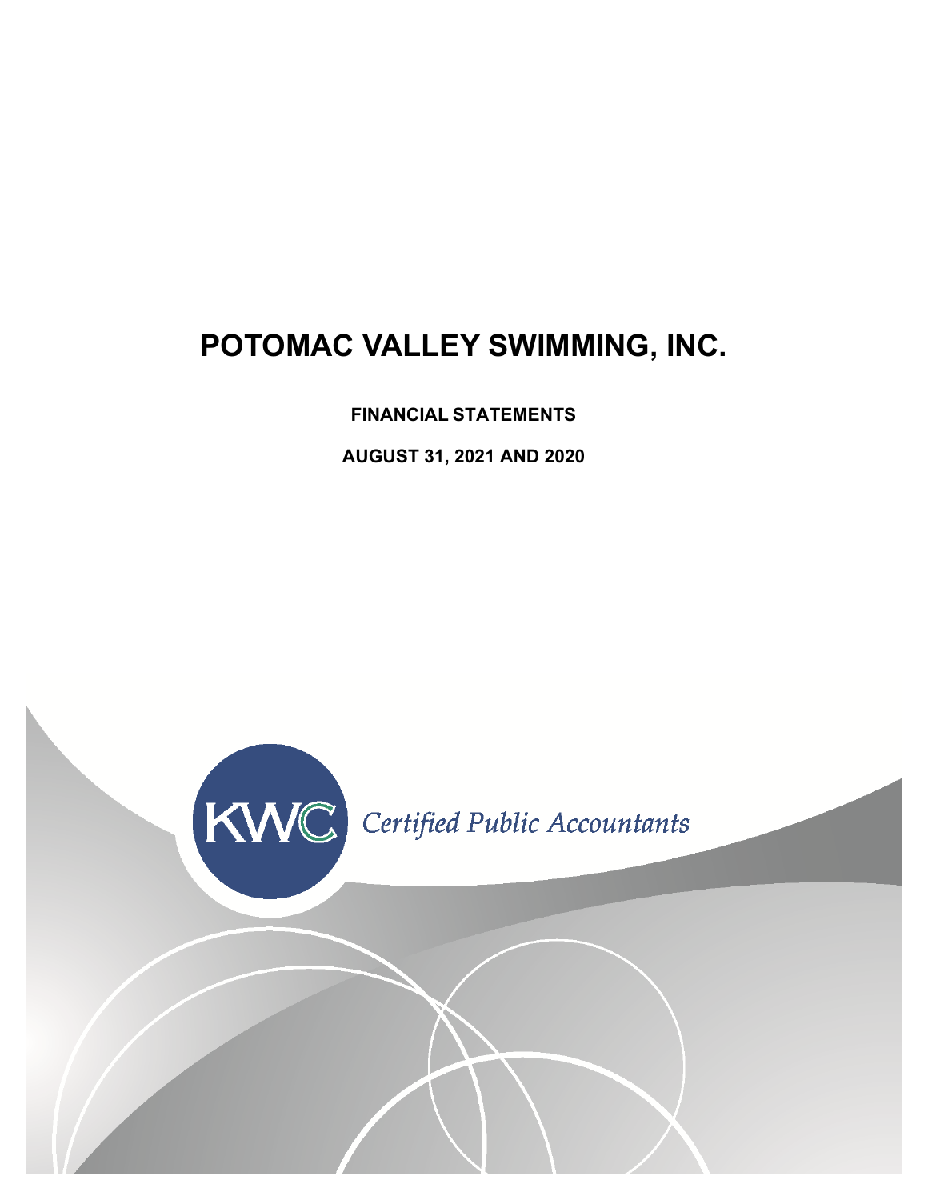# POTOMAC VALLEY SWIMMING, INC.

**FINANCIAL STATEMENTS**

**AUGUST 31, 2021 AND 2020**

KWC *Certified Public Accountants*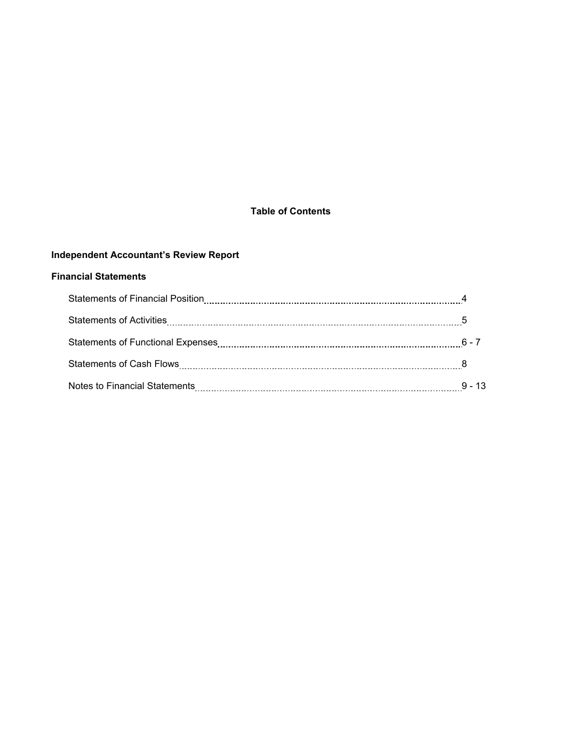# Table of Contents

**Independent Accountant's Review Report**

**Financial Statements**

| | |
|---|---|
| Statements of Financial Position | 4 |
| Statements of Activities | 5 |
| Statements of Functional Expenses | 6 - 7 |
| Statements of Cash Flows | 8 |
| Notes to Financial Statements | 9 - 13 |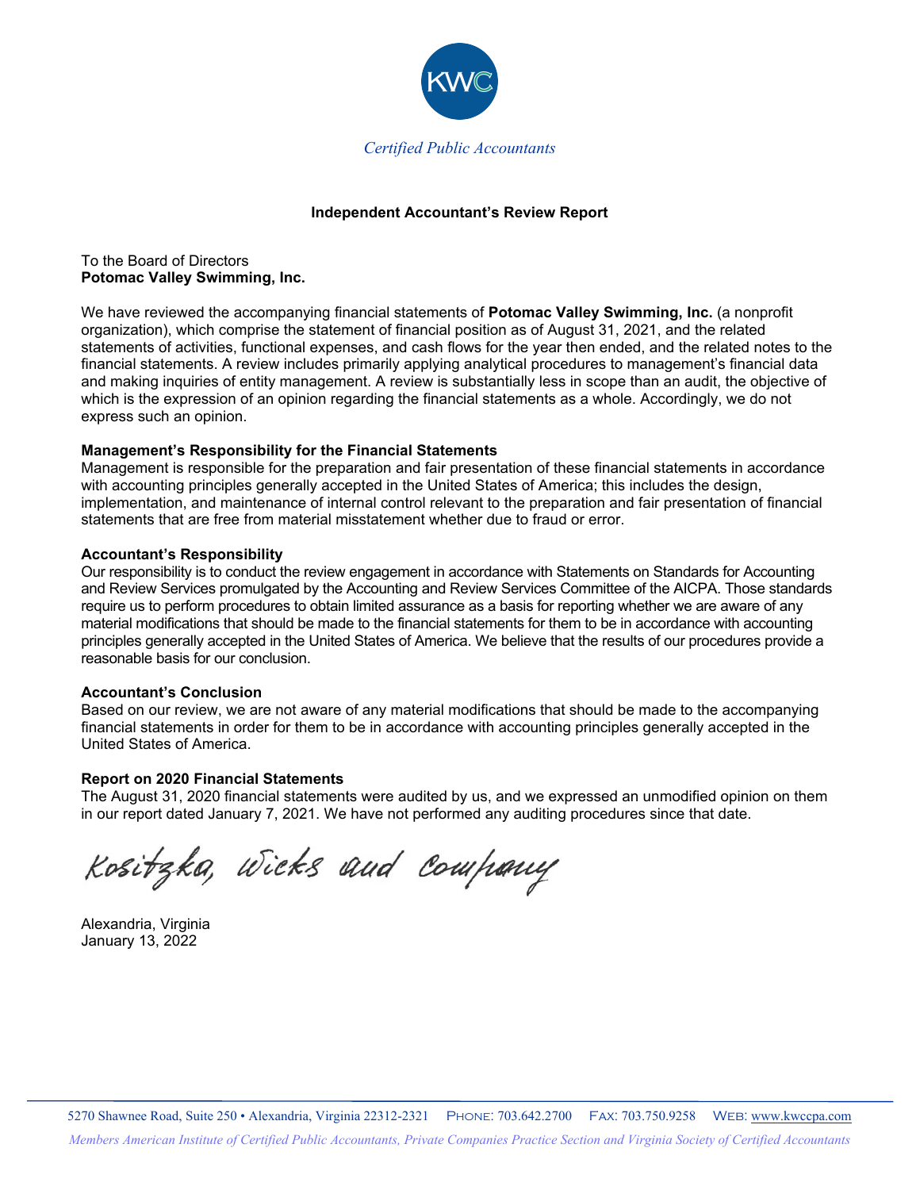KWC

*Certified Public Accountants*

**Independent Accountant's Review Report**

To the Board of Directors
**Potomac Valley Swimming, Inc.**

We have reviewed the accompanying financial statements of **Potomac Valley Swimming, Inc.** (a nonprofit organization), which comprise the statement of financial position as of August 31, 2021, and the related statements of activities, functional expenses, and cash flows for the year then ended, and the related notes to the financial statements. A review includes primarily applying analytical procedures to management's financial data and making inquiries of entity management. A review is substantially less in scope than an audit, the objective of which is the expression of an opinion regarding the financial statements as a whole. Accordingly, we do not express such an opinion.

**Management's Responsibility for the Financial Statements**
Management is responsible for the preparation and fair presentation of these financial statements in accordance with accounting principles generally accepted in the United States of America; this includes the design, implementation, and maintenance of internal control relevant to the preparation and fair presentation of financial statements that are free from material misstatement whether due to fraud or error.

**Accountant's Responsibility**
Our responsibility is to conduct the review engagement in accordance with Statements on Standards for Accounting and Review Services promulgated by the Accounting and Review Services Committee of the AICPA. Those standards require us to perform procedures to obtain limited assurance as a basis for reporting whether we are aware of any material modifications that should be made to the financial statements for them to be in accordance with accounting principles generally accepted in the United States of America. We believe that the results of our procedures provide a reasonable basis for our conclusion.

**Accountant's Conclusion**
Based on our review, we are not aware of any material modifications that should be made to the accompanying financial statements in order for them to be in accordance with accounting principles generally accepted in the United States of America.

**Report on 2020 Financial Statements**
The August 31, 2020 financial statements were audited by us, and we expressed an unmodified opinion on them in our report dated January 7, 2021. We have not performed any auditing procedures since that date.

*Kositzka, Wicks and Company*

Alexandria, Virginia
January 13, 2022

5270 Shawnee Road, Suite 250 • Alexandria, Virginia 22312-2321 PHONE: 703.642.2700 FAX: 703.750.9258 WEB: www.kwccpa.com

*Members American Institute of Certified Public Accountants, Private Companies Practice Section and Virginia Society of Certified Accountants*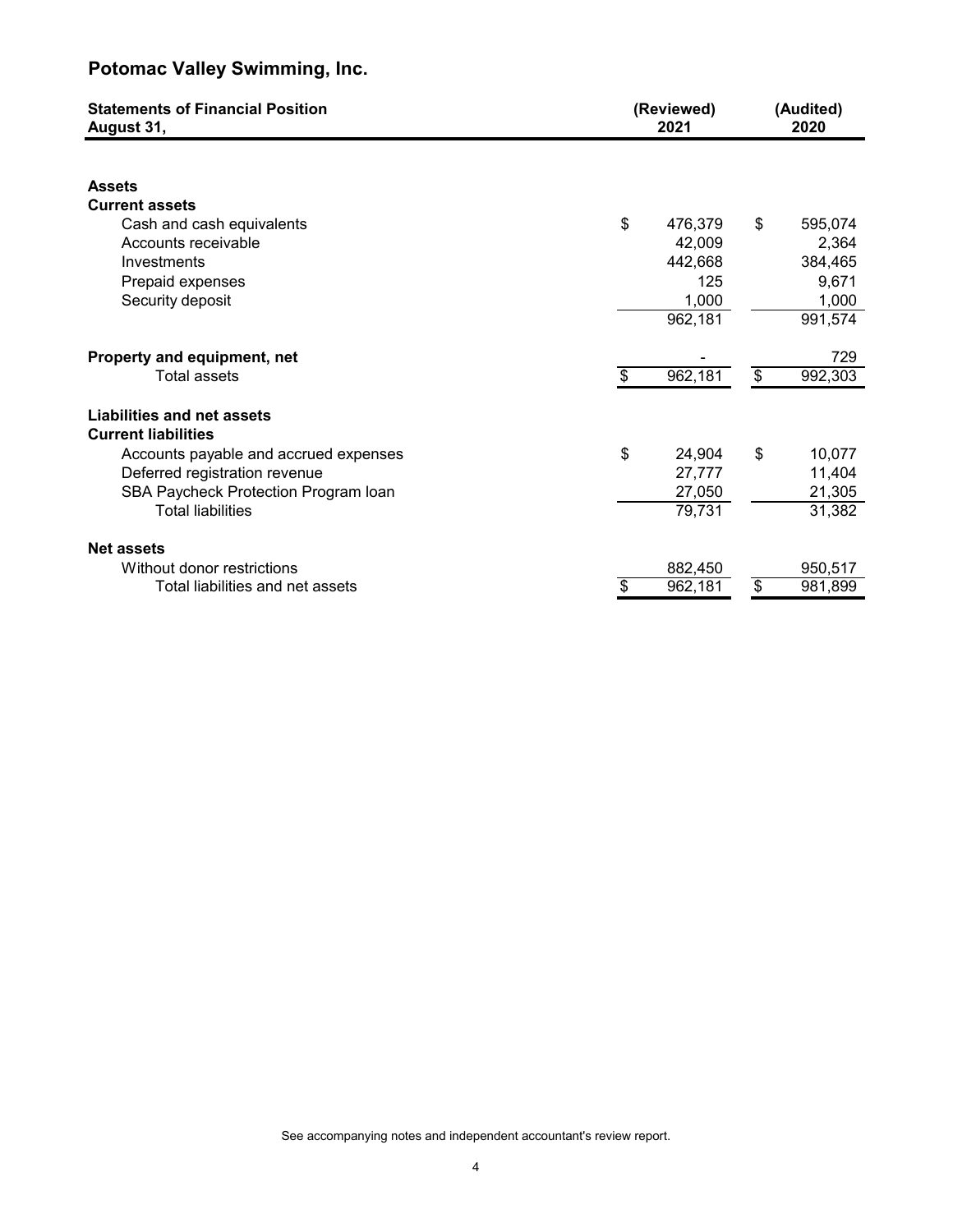# Potomac Valley Swimming, Inc.

| **Statements of Financial Position**<br>**August 31,** | **(Reviewed)**<br>**2021** | **(Audited)**<br>**2020** |
|---|---|---|
| **Assets** | | |
| **Current assets** | | |
| Cash and cash equivalents | $ 476,379 | $ 595,074 |
| Accounts receivable | 42,009 | 2,364 |
| Investments | 442,668 | 384,465 |
| Prepaid expenses | 125 | 9,671 |
| Security deposit | 1,000 | 1,000 |
| | 962,181 | 991,574 |
| **Property and equipment, net** | - | 729 |
| Total assets | $ 962,181 | $ 992,303 |
| **Liabilities and net assets** | | |
| **Current liabilities** | | |
| Accounts payable and accrued expenses | $ 24,904 | $ 10,077 |
| Deferred registration revenue | 27,777 | 11,404 |
| SBA Paycheck Protection Program loan | 27,050 | 21,305 |
| Total liabilities | 79,731 | 31,382 |
| **Net assets** | | |
| Without donor restrictions | 882,450 | 950,517 |
| Total liabilities and net assets | $ 962,181 | $ 981,899 |

See accompanying notes and independent accountant's review report.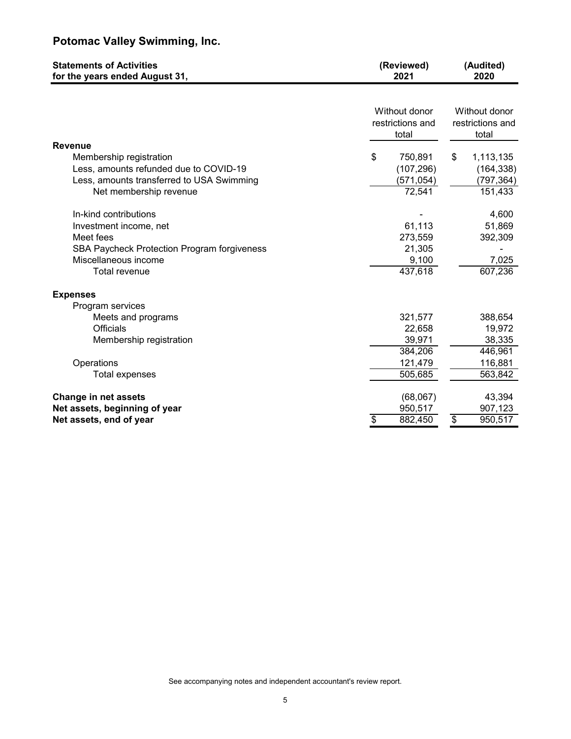# Potomac Valley Swimming, Inc.

| Statements of Activities for the years ended August 31, | (Reviewed) 2021 | (Audited) 2020 |
|---|---|---|
| | Without donor restrictions and total | Without donor restrictions and total |
| **Revenue** | | |
| Membership registration | $ 750,891 | $ 1,113,135 |
| Less, amounts refunded due to COVID-19 | (107,296) | (164,338) |
| Less, amounts transferred to USA Swimming | (571,054) | (797,364) |
| Net membership revenue | 72,541 | 151,433 |
| In-kind contributions | - | 4,600 |
| Investment income, net | 61,113 | 51,869 |
| Meet fees | 273,559 | 392,309 |
| SBA Paycheck Protection Program forgiveness | 21,305 | - |
| Miscellaneous income | 9,100 | 7,025 |
| Total revenue | 437,618 | 607,236 |
| **Expenses** | | |
| Program services | | |
| Meets and programs | 321,577 | 388,654 |
| Officials | 22,658 | 19,972 |
| Membership registration | 39,971 | 38,335 |
| | 384,206 | 446,961 |
| Operations | 121,479 | 116,881 |
| Total expenses | 505,685 | 563,842 |
| **Change in net assets** | (68,067) | 43,394 |
| **Net assets, beginning of year** | 950,517 | 907,123 |
| **Net assets, end of year** | $ 882,450 | $ 950,517 |

See accompanying notes and independent accountant's review report.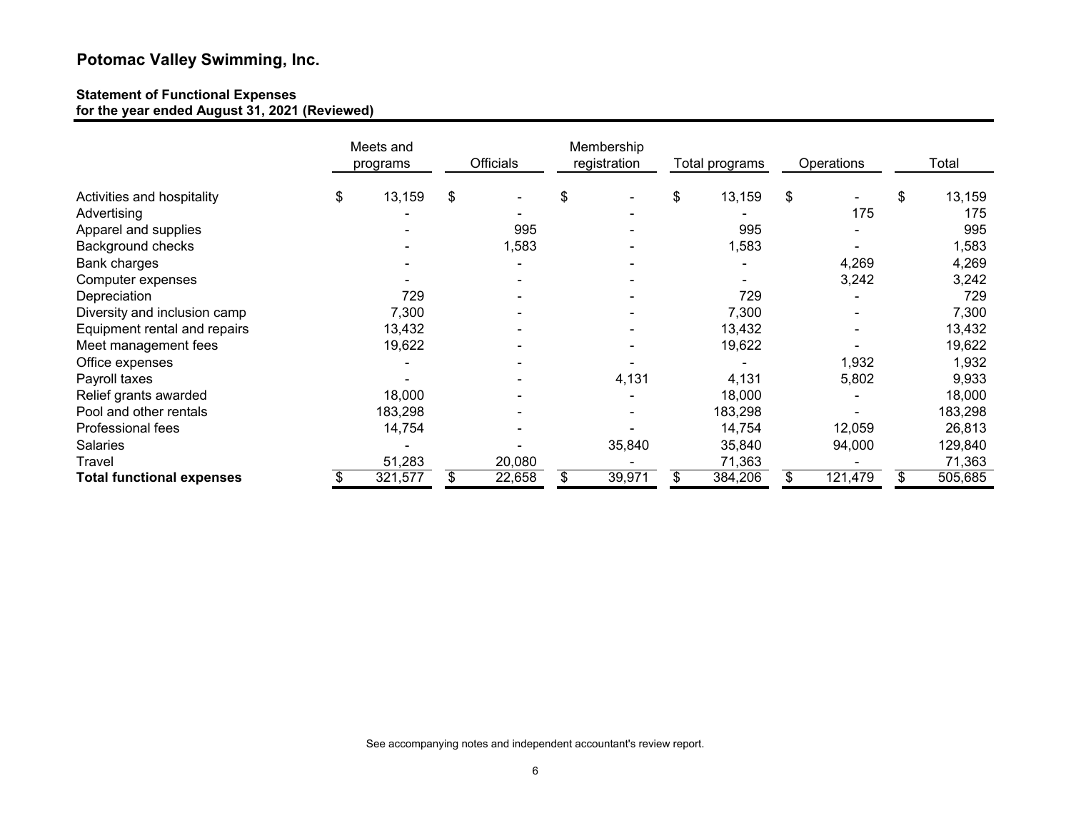## Potomac Valley Swimming, Inc.

**Statement of Functional Expenses**
**for the year ended August 31, 2021 (Reviewed)**

| | Meets and programs | Officials | Membership registration | Total programs | Operations | Total |
|---|---|---|---|---|---|---|
| Activities and hospitality | $ 13,159 | $ - | $ - | $ 13,159 | $ - | $ 13,159 |
| Advertising | - | - | - | - | 175 | 175 |
| Apparel and supplies | - | 995 | - | 995 | - | 995 |
| Background checks | - | 1,583 | - | 1,583 | - | 1,583 |
| Bank charges | - | - | - | - | 4,269 | 4,269 |
| Computer expenses | - | - | - | - | 3,242 | 3,242 |
| Depreciation | 729 | - | - | 729 | - | 729 |
| Diversity and inclusion camp | 7,300 | - | - | 7,300 | - | 7,300 |
| Equipment rental and repairs | 13,432 | - | - | 13,432 | - | 13,432 |
| Meet management fees | 19,622 | - | - | 19,622 | - | 19,622 |
| Office expenses | - | - | - | - | 1,932 | 1,932 |
| Payroll taxes | - | - | 4,131 | 4,131 | 5,802 | 9,933 |
| Relief grants awarded | 18,000 | - | - | 18,000 | - | 18,000 |
| Pool and other rentals | 183,298 | - | - | 183,298 | - | 183,298 |
| Professional fees | 14,754 | - | - | 14,754 | 12,059 | 26,813 |
| Salaries | - | - | 35,840 | 35,840 | 94,000 | 129,840 |
| Travel | 51,283 | 20,080 | - | 71,363 | - | 71,363 |
| **Total functional expenses** | $ 321,577 | $ 22,658 | $ 39,971 | $ 384,206 | $ 121,479 | $ 505,685 |

See accompanying notes and independent accountant's review report.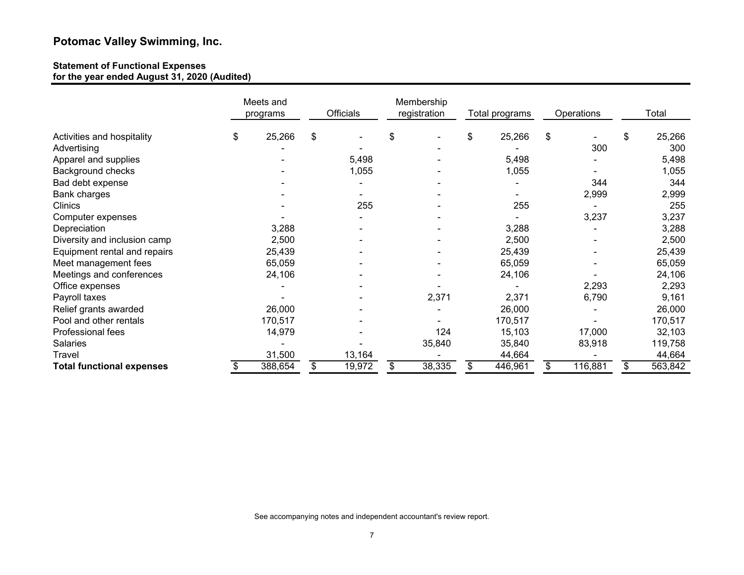## Potomac Valley Swimming, Inc.

**Statement of Functional Expenses**
**for the year ended August 31, 2020 (Audited)**

| | Meets and programs | Officials | Membership registration | Total programs | Operations | Total |
|---|---|---|---|---|---|---|
| Activities and hospitality | $ 25,266 | $ - | $ - | $ 25,266 | $ - | $ 25,266 |
| Advertising | - | - | - | - | 300 | 300 |
| Apparel and supplies | - | 5,498 | - | 5,498 | - | 5,498 |
| Background checks | - | 1,055 | - | 1,055 | - | 1,055 |
| Bad debt expense | - | - | - | - | 344 | 344 |
| Bank charges | - | - | - | - | 2,999 | 2,999 |
| Clinics | - | 255 | - | 255 | - | 255 |
| Computer expenses | - | - | - | - | 3,237 | 3,237 |
| Depreciation | 3,288 | - | - | 3,288 | - | 3,288 |
| Diversity and inclusion camp | 2,500 | - | - | 2,500 | - | 2,500 |
| Equipment rental and repairs | 25,439 | - | - | 25,439 | - | 25,439 |
| Meet management fees | 65,059 | - | - | 65,059 | - | 65,059 |
| Meetings and conferences | 24,106 | - | - | 24,106 | - | 24,106 |
| Office expenses | - | - | - | - | 2,293 | 2,293 |
| Payroll taxes | - | - | 2,371 | 2,371 | 6,790 | 9,161 |
| Relief grants awarded | 26,000 | - | - | 26,000 | - | 26,000 |
| Pool and other rentals | 170,517 | - | - | 170,517 | - | 170,517 |
| Professional fees | 14,979 | - | 124 | 15,103 | 17,000 | 32,103 |
| Salaries | - | - | 35,840 | 35,840 | 83,918 | 119,758 |
| Travel | 31,500 | 13,164 | - | 44,664 | - | 44,664 |
| **Total functional expenses** | $ 388,654 | $ 19,972 | $ 38,335 | $ 446,961 | $ 116,881 | $ 563,842 |

See accompanying notes and independent accountant's review report.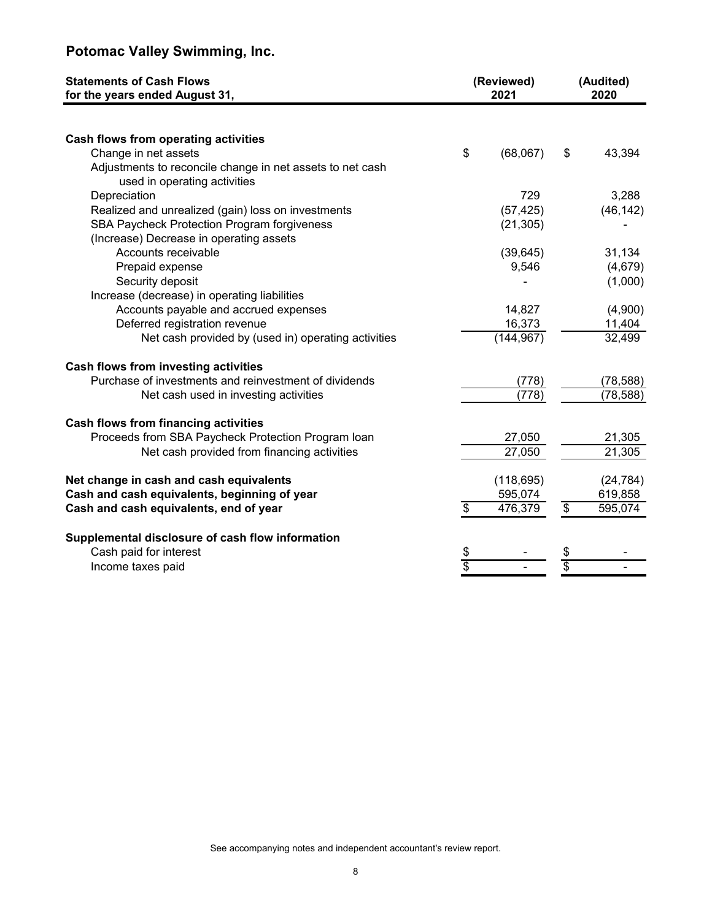# Potomac Valley Swimming, Inc.

| Statements of Cash Flows for the years ended August 31, | (Reviewed) 2021 | (Audited) 2020 |
|---|---|---|
| **Cash flows from operating activities** | | |
| Change in net assets | $ (68,067) | $ 43,394 |
| Adjustments to reconcile change in net assets to net cash used in operating activities | | |
| Depreciation | 729 | 3,288 |
| Realized and unrealized (gain) loss on investments | (57,425) | (46,142) |
| SBA Paycheck Protection Program forgiveness | (21,305) | - |
| (Increase) Decrease in operating assets | | |
| Accounts receivable | (39,645) | 31,134 |
| Prepaid expense | 9,546 | (4,679) |
| Security deposit | - | (1,000) |
| Increase (decrease) in operating liabilities | | |
| Accounts payable and accrued expenses | 14,827 | (4,900) |
| Deferred registration revenue | 16,373 | 11,404 |
| Net cash provided by (used in) operating activities | (144,967) | 32,499 |
| **Cash flows from investing activities** | | |
| Purchase of investments and reinvestment of dividends | (778) | (78,588) |
| Net cash used in investing activities | (778) | (78,588) |
| **Cash flows from financing activities** | | |
| Proceeds from SBA Paycheck Protection Program loan | 27,050 | 21,305 |
| Net cash provided from financing activities | 27,050 | 21,305 |
| **Net change in cash and cash equivalents** | (118,695) | (24,784) |
| **Cash and cash equivalents, beginning of year** | 595,074 | 619,858 |
| **Cash and cash equivalents, end of year** | $ 476,379 | $ 595,074 |
| **Supplemental disclosure of cash flow information** | | |
| Cash paid for interest | $ - | $ - |
| Income taxes paid | $ - | $ - |

See accompanying notes and independent accountant's review report.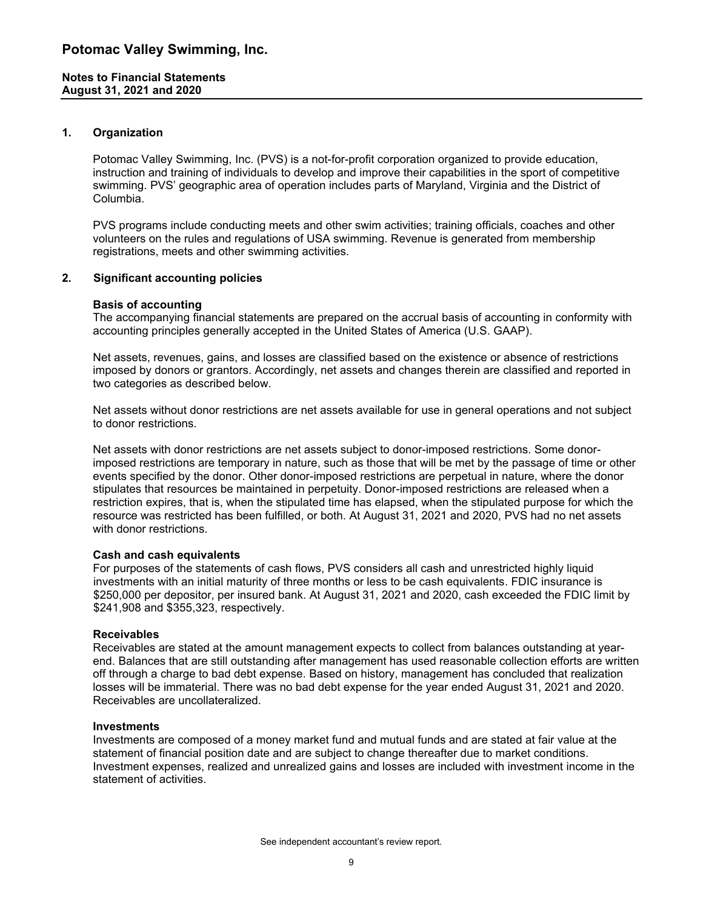## 1. Organization

Potomac Valley Swimming, Inc. (PVS) is a not-for-profit corporation organized to provide education, instruction and training of individuals to develop and improve their capabilities in the sport of competitive swimming. PVS' geographic area of operation includes parts of Maryland, Virginia and the District of Columbia.

PVS programs include conducting meets and other swim activities; training officials, coaches and other volunteers on the rules and regulations of USA swimming. Revenue is generated from membership registrations, meets and other swimming activities.

## 2. Significant accounting policies

**Basis of accounting**

The accompanying financial statements are prepared on the accrual basis of accounting in conformity with accounting principles generally accepted in the United States of America (U.S. GAAP).

Net assets, revenues, gains, and losses are classified based on the existence or absence of restrictions imposed by donors or grantors. Accordingly, net assets and changes therein are classified and reported in two categories as described below.

Net assets without donor restrictions are net assets available for use in general operations and not subject to donor restrictions.

Net assets with donor restrictions are net assets subject to donor-imposed restrictions. Some donor-imposed restrictions are temporary in nature, such as those that will be met by the passage of time or other events specified by the donor. Other donor-imposed restrictions are perpetual in nature, where the donor stipulates that resources be maintained in perpetuity. Donor-imposed restrictions are released when a restriction expires, that is, when the stipulated time has elapsed, when the stipulated purpose for which the resource was restricted has been fulfilled, or both. At August 31, 2021 and 2020, PVS had no net assets with donor restrictions.

**Cash and cash equivalents**

For purposes of the statements of cash flows, PVS considers all cash and unrestricted highly liquid investments with an initial maturity of three months or less to be cash equivalents. FDIC insurance is $250,000 per depositor, per insured bank. At August 31, 2021 and 2020, cash exceeded the FDIC limit by $241,908 and $355,323, respectively.

**Receivables**

Receivables are stated at the amount management expects to collect from balances outstanding at year-end. Balances that are still outstanding after management has used reasonable collection efforts are written off through a charge to bad debt expense. Based on history, management has concluded that realization losses will be immaterial. There was no bad debt expense for the year ended August 31, 2021 and 2020. Receivables are uncollateralized.

**Investments**

Investments are composed of a money market fund and mutual funds and are stated at fair value at the statement of financial position date and are subject to change thereafter due to market conditions. Investment expenses, realized and unrealized gains and losses are included with investment income in the statement of activities.

See independent accountant's review report.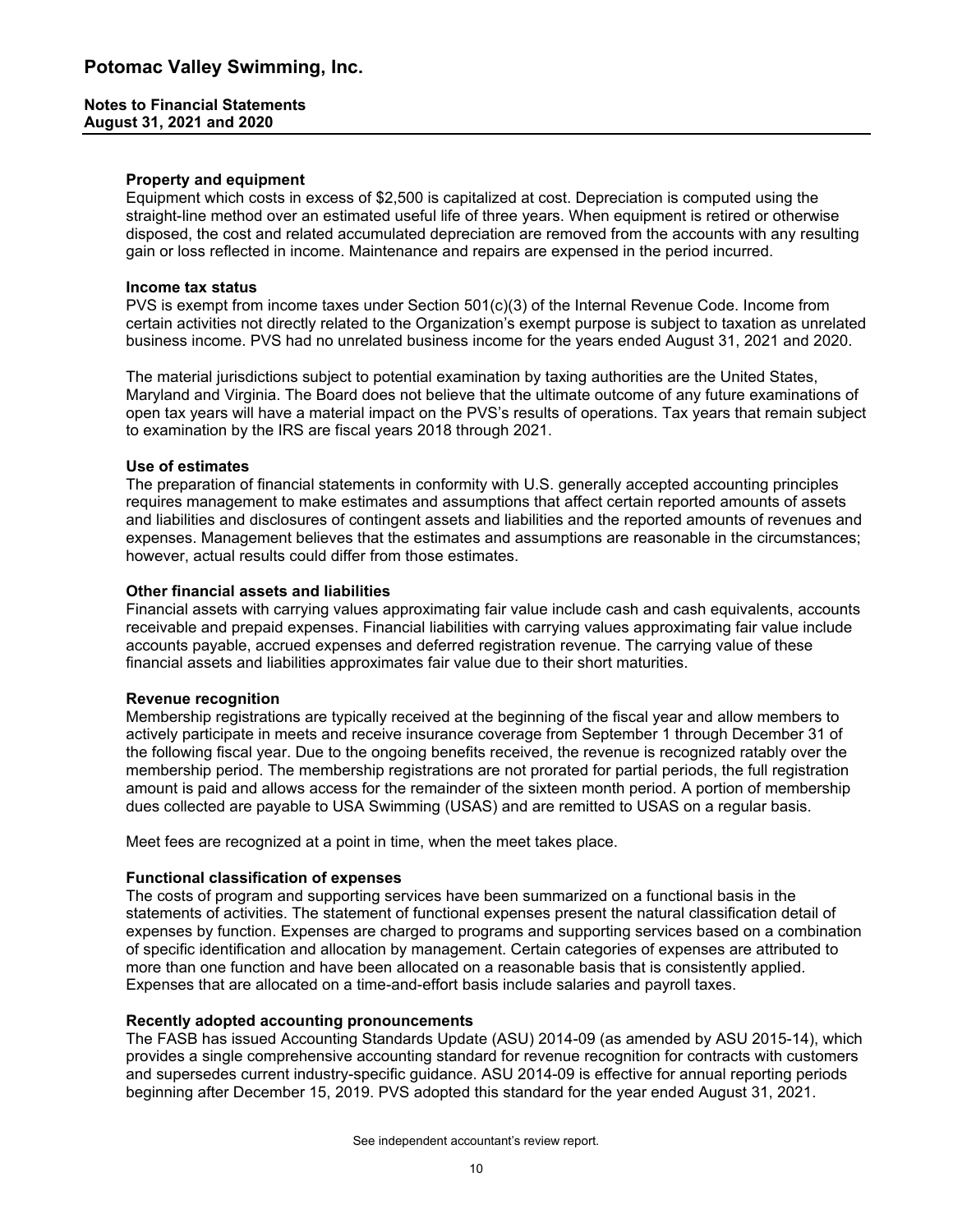#### Property and equipment

Equipment which costs in excess of $2,500 is capitalized at cost. Depreciation is computed using the straight-line method over an estimated useful life of three years. When equipment is retired or otherwise disposed, the cost and related accumulated depreciation are removed from the accounts with any resulting gain or loss reflected in income. Maintenance and repairs are expensed in the period incurred.

#### Income tax status

PVS is exempt from income taxes under Section 501(c)(3) of the Internal Revenue Code. Income from certain activities not directly related to the Organization's exempt purpose is subject to taxation as unrelated business income. PVS had no unrelated business income for the years ended August 31, 2021 and 2020.

The material jurisdictions subject to potential examination by taxing authorities are the United States, Maryland and Virginia. The Board does not believe that the ultimate outcome of any future examinations of open tax years will have a material impact on the PVS's results of operations. Tax years that remain subject to examination by the IRS are fiscal years 2018 through 2021.

#### Use of estimates

The preparation of financial statements in conformity with U.S. generally accepted accounting principles requires management to make estimates and assumptions that affect certain reported amounts of assets and liabilities and disclosures of contingent assets and liabilities and the reported amounts of revenues and expenses. Management believes that the estimates and assumptions are reasonable in the circumstances; however, actual results could differ from those estimates.

#### Other financial assets and liabilities

Financial assets with carrying values approximating fair value include cash and cash equivalents, accounts receivable and prepaid expenses. Financial liabilities with carrying values approximating fair value include accounts payable, accrued expenses and deferred registration revenue. The carrying value of these financial assets and liabilities approximates fair value due to their short maturities.

#### Revenue recognition

Membership registrations are typically received at the beginning of the fiscal year and allow members to actively participate in meets and receive insurance coverage from September 1 through December 31 of the following fiscal year. Due to the ongoing benefits received, the revenue is recognized ratably over the membership period. The membership registrations are not prorated for partial periods, the full registration amount is paid and allows access for the remainder of the sixteen month period. A portion of membership dues collected are payable to USA Swimming (USAS) and are remitted to USAS on a regular basis.

Meet fees are recognized at a point in time, when the meet takes place.

#### Functional classification of expenses

The costs of program and supporting services have been summarized on a functional basis in the statements of activities. The statement of functional expenses present the natural classification detail of expenses by function. Expenses are charged to programs and supporting services based on a combination of specific identification and allocation by management. Certain categories of expenses are attributed to more than one function and have been allocated on a reasonable basis that is consistently applied. Expenses that are allocated on a time-and-effort basis include salaries and payroll taxes.

#### Recently adopted accounting pronouncements

The FASB has issued Accounting Standards Update (ASU) 2014-09 (as amended by ASU 2015-14), which provides a single comprehensive accounting standard for revenue recognition for contracts with customers and supersedes current industry-specific guidance. ASU 2014-09 is effective for annual reporting periods beginning after December 15, 2019. PVS adopted this standard for the year ended August 31, 2021.

See independent accountant's review report.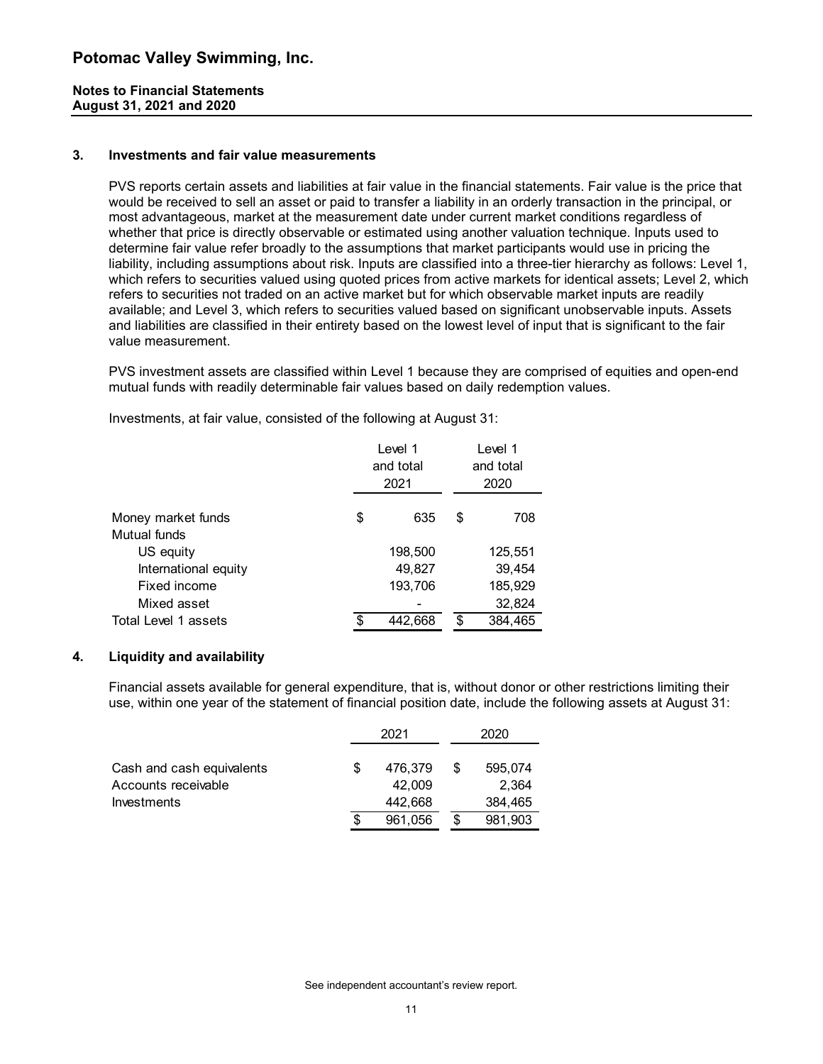# Potomac Valley Swimming, Inc.

**Notes to Financial Statements**
**August 31, 2021 and 2020**

## 3. Investments and fair value measurements

PVS reports certain assets and liabilities at fair value in the financial statements. Fair value is the price that would be received to sell an asset or paid to transfer a liability in an orderly transaction in the principal, or most advantageous, market at the measurement date under current market conditions regardless of whether that price is directly observable or estimated using another valuation technique. Inputs used to determine fair value refer broadly to the assumptions that market participants would use in pricing the liability, including assumptions about risk. Inputs are classified into a three-tier hierarchy as follows: Level 1, which refers to securities valued using quoted prices from active markets for identical assets; Level 2, which refers to securities not traded on an active market but for which observable market inputs are readily available; and Level 3, which refers to securities valued based on significant unobservable inputs. Assets and liabilities are classified in their entirety based on the lowest level of input that is significant to the fair value measurement.

PVS investment assets are classified within Level 1 because they are comprised of equities and open-end mutual funds with readily determinable fair values based on daily redemption values.

Investments, at fair value, consisted of the following at August 31:

| | Level 1 and total 2021 | Level 1 and total 2020 |
|---|---|---|
| Money market funds | $ 635 | $ 708 |
| Mutual funds | | |
| US equity | 198,500 | 125,551 |
| International equity | 49,827 | 39,454 |
| Fixed income | 193,706 | 185,929 |
| Mixed asset | - | 32,824 |
| Total Level 1 assets | $ 442,668 | $ 384,465 |

## 4. Liquidity and availability

Financial assets available for general expenditure, that is, without donor or other restrictions limiting their use, within one year of the statement of financial position date, include the following assets at August 31:

| | 2021 | 2020 |
|---|---|---|
| Cash and cash equivalents | $ 476,379 | $ 595,074 |
| Accounts receivable | 42,009 | 2,364 |
| Investments | 442,668 | 384,465 |
| | $ 961,056 | $ 981,903 |

See independent accountant's review report.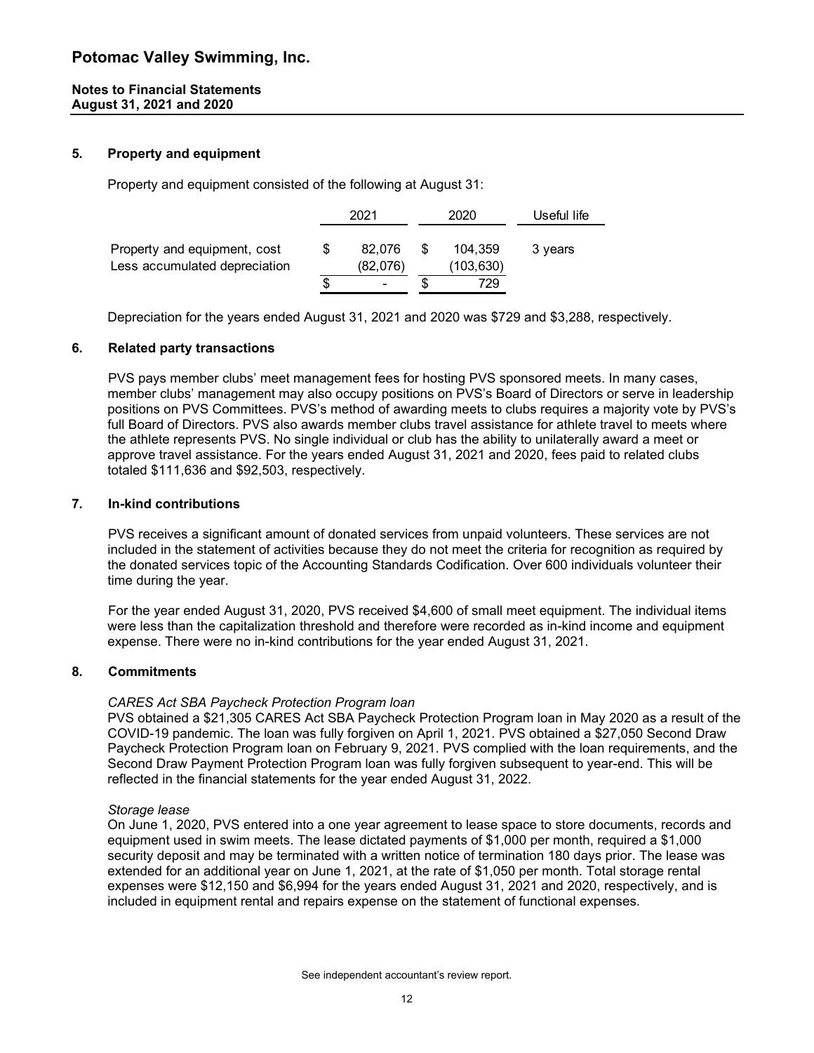# Potomac Valley Swimming, Inc.

**Notes to Financial Statements**
**August 31, 2021 and 2020**

## 5. Property and equipment

Property and equipment consisted of the following at August 31:

| | 2021 | 2020 | Useful life |
|---|---|---|---|
| Property and equipment, cost | $ 82,076 | $ 104,359 | 3 years |
| Less accumulated depreciation | (82,076) | (103,630) | |
| | $ - | $ 729 | |

Depreciation for the years ended August 31, 2021 and 2020 was $729 and $3,288, respectively.

## 6. Related party transactions

PVS pays member clubs' meet management fees for hosting PVS sponsored meets. In many cases, member clubs' management may also occupy positions on PVS's Board of Directors or serve in leadership positions on PVS Committees. PVS's method of awarding meets to clubs requires a majority vote by PVS's full Board of Directors. PVS also awards member clubs travel assistance for athlete travel to meets where the athlete represents PVS. No single individual or club has the ability to unilaterally award a meet or approve travel assistance. For the years ended August 31, 2021 and 2020, fees paid to related clubs totaled $111,636 and $92,503, respectively.

## 7. In-kind contributions

PVS receives a significant amount of donated services from unpaid volunteers. These services are not included in the statement of activities because they do not meet the criteria for recognition as required by the donated services topic of the Accounting Standards Codification. Over 600 individuals volunteer their time during the year.

For the year ended August 31, 2020, PVS received $4,600 of small meet equipment. The individual items were less than the capitalization threshold and therefore were recorded as in-kind income and equipment expense. There were no in-kind contributions for the year ended August 31, 2021.

## 8. Commitments

*CARES Act SBA Paycheck Protection Program loan*

PVS obtained a $21,305 CARES Act SBA Paycheck Protection Program loan in May 2020 as a result of the COVID-19 pandemic. The loan was fully forgiven on April 1, 2021. PVS obtained a $27,050 Second Draw Paycheck Protection Program loan on February 9, 2021. PVS complied with the loan requirements, and the Second Draw Payment Protection Program loan was fully forgiven subsequent to year-end. This will be reflected in the financial statements for the year ended August 31, 2022.

*Storage lease*

On June 1, 2020, PVS entered into a one year agreement to lease space to store documents, records and equipment used in swim meets. The lease dictated payments of $1,000 per month, required a $1,000 security deposit and may be terminated with a written notice of termination 180 days prior. The lease was extended for an additional year on June 1, 2021, at the rate of $1,050 per month. Total storage rental expenses were $12,150 and $6,994 for the years ended August 31, 2021 and 2020, respectively, and is included in equipment rental and repairs expense on the statement of functional expenses.

See independent accountant's review report.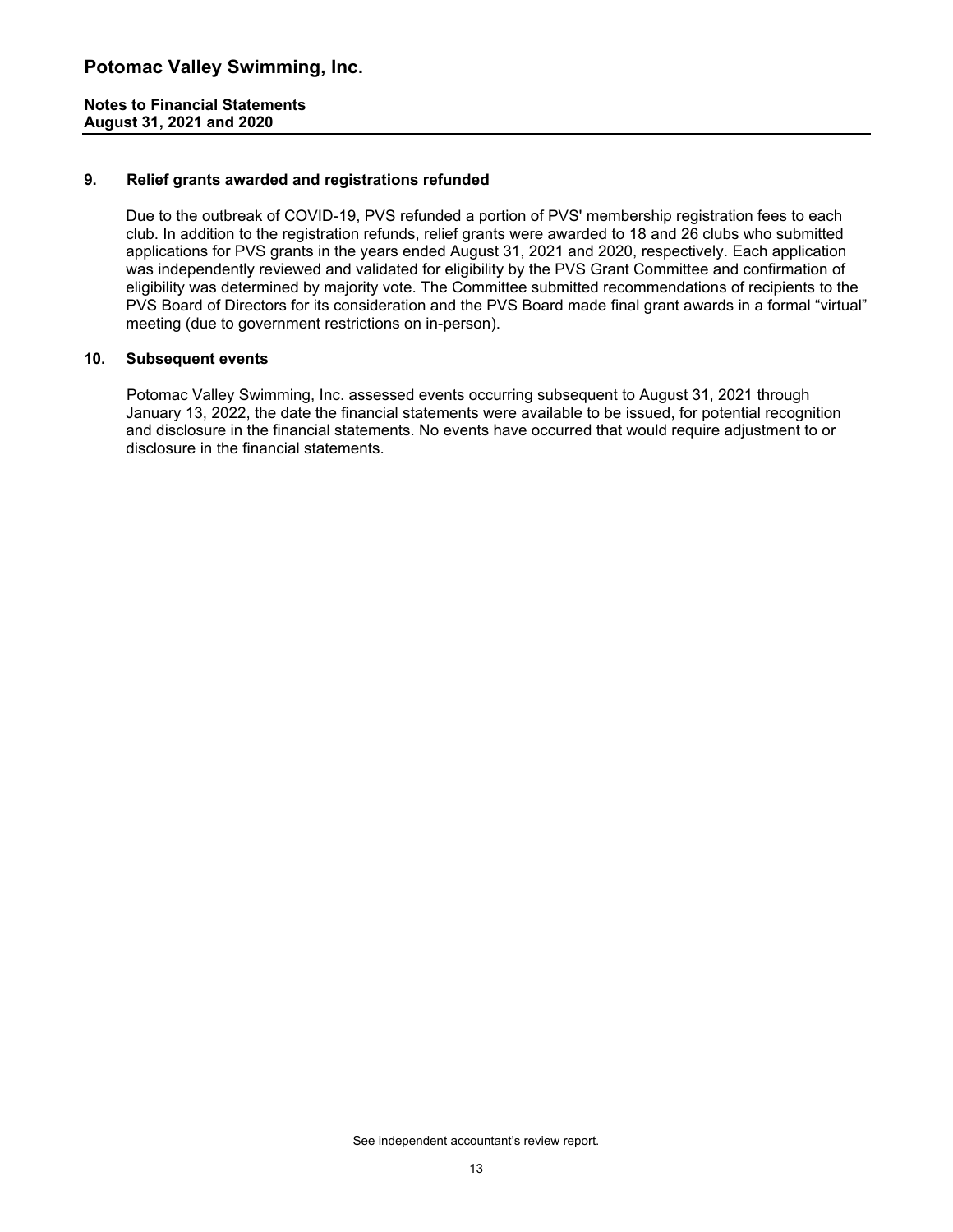## 9. Relief grants awarded and registrations refunded

Due to the outbreak of COVID-19, PVS refunded a portion of PVS' membership registration fees to each club. In addition to the registration refunds, relief grants were awarded to 18 and 26 clubs who submitted applications for PVS grants in the years ended August 31, 2021 and 2020, respectively. Each application was independently reviewed and validated for eligibility by the PVS Grant Committee and confirmation of eligibility was determined by majority vote. The Committee submitted recommendations of recipients to the PVS Board of Directors for its consideration and the PVS Board made final grant awards in a formal "virtual" meeting (due to government restrictions on in-person).

## 10. Subsequent events

Potomac Valley Swimming, Inc. assessed events occurring subsequent to August 31, 2021 through January 13, 2022, the date the financial statements were available to be issued, for potential recognition and disclosure in the financial statements. No events have occurred that would require adjustment to or disclosure in the financial statements.